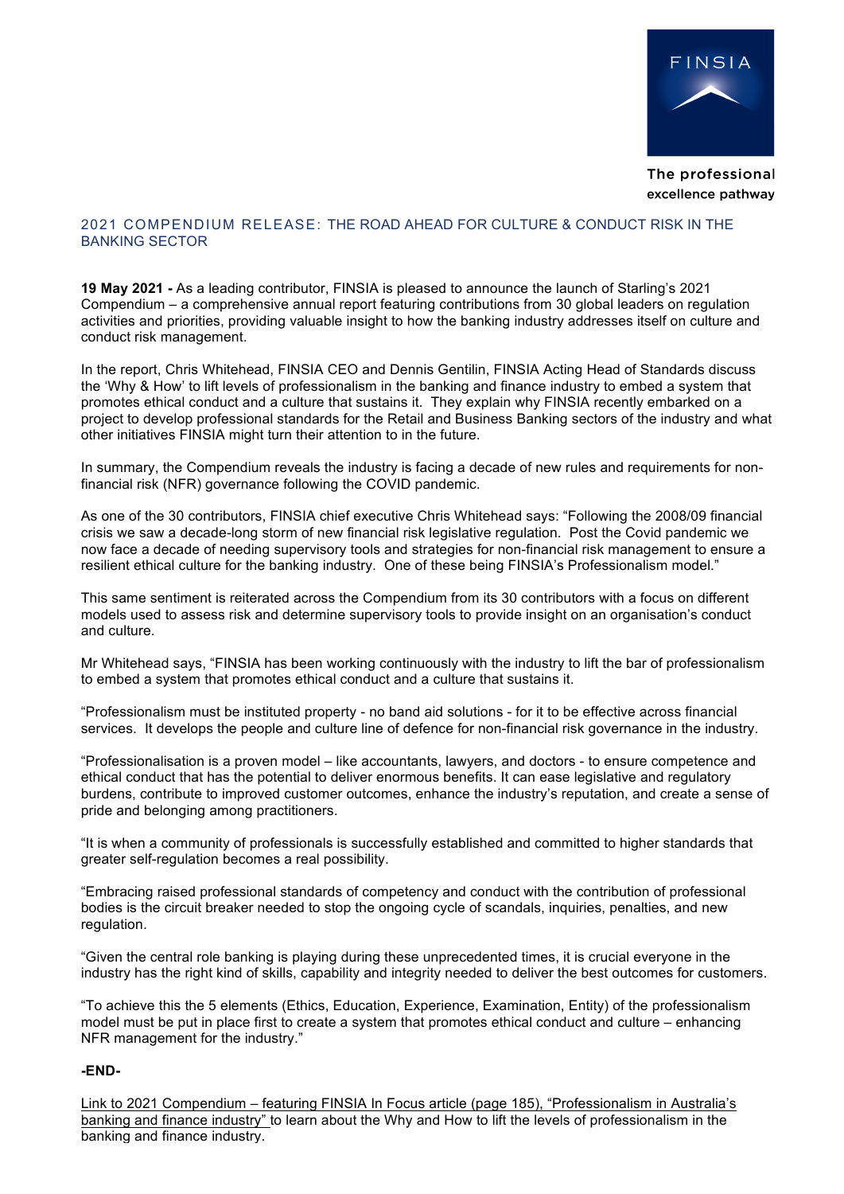FINSIA

The professional excellence pathway

## 2021 COMPENDIUM RELEASE: THE ROAD AHEAD FOR CULTURE & CONDUCT RISK IN THE BANKING SECTOR

**19 May 2021 -** As a leading contributor, FINSIA is pleased to announce the launch of Starling's 2021 Compendium – a comprehensive annual report featuring contributions from 30 global leaders on regulation activities and priorities, providing valuable insight to how the banking industry addresses itself on culture and conduct risk management.

In the report, Chris Whitehead, FINSIA CEO and Dennis Gentilin, FINSIA Acting Head of Standards discuss the 'Why & How' to lift levels of professionalism in the banking and finance industry to embed a system that promotes ethical conduct and a culture that sustains it. They explain why FINSIA recently embarked on a project to develop professional standards for the Retail and Business Banking sectors of the industry and what other initiatives FINSIA might turn their attention to in the future.

In summary, the Compendium reveals the industry is facing a decade of new rules and requirements for non-financial risk (NFR) governance following the COVID pandemic.

As one of the 30 contributors, FINSIA chief executive Chris Whitehead says: "Following the 2008/09 financial crisis we saw a decade-long storm of new financial risk legislative regulation. Post the Covid pandemic we now face a decade of needing supervisory tools and strategies for non-financial risk management to ensure a resilient ethical culture for the banking industry. One of these being FINSIA's Professionalism model."

This same sentiment is reiterated across the Compendium from its 30 contributors with a focus on different models used to assess risk and determine supervisory tools to provide insight on an organisation's conduct and culture.

Mr Whitehead says, "FINSIA has been working continuously with the industry to lift the bar of professionalism to embed a system that promotes ethical conduct and a culture that sustains it.

"Professionalism must be instituted property - no band aid solutions - for it to be effective across financial services. It develops the people and culture line of defence for non-financial risk governance in the industry.

"Professionalisation is a proven model – like accountants, lawyers, and doctors - to ensure competence and ethical conduct that has the potential to deliver enormous benefits. It can ease legislative and regulatory burdens, contribute to improved customer outcomes, enhance the industry's reputation, and create a sense of pride and belonging among practitioners.

"It is when a community of professionals is successfully established and committed to higher standards that greater self-regulation becomes a real possibility.

"Embracing raised professional standards of competency and conduct with the contribution of professional bodies is the circuit breaker needed to stop the ongoing cycle of scandals, inquiries, penalties, and new regulation.

"Given the central role banking is playing during these unprecedented times, it is crucial everyone in the industry has the right kind of skills, capability and integrity needed to deliver the best outcomes for customers.

"To achieve this the 5 elements (Ethics, Education, Experience, Examination, Entity) of the professionalism model must be put in place first to create a system that promotes ethical conduct and culture – enhancing NFR management for the industry."

**-END-**

Link to 2021 Compendium – featuring FINSIA In Focus article (page 185), "Professionalism in Australia's banking and finance industry" to learn about the Why and How to lift the levels of professionalism in the banking and finance industry.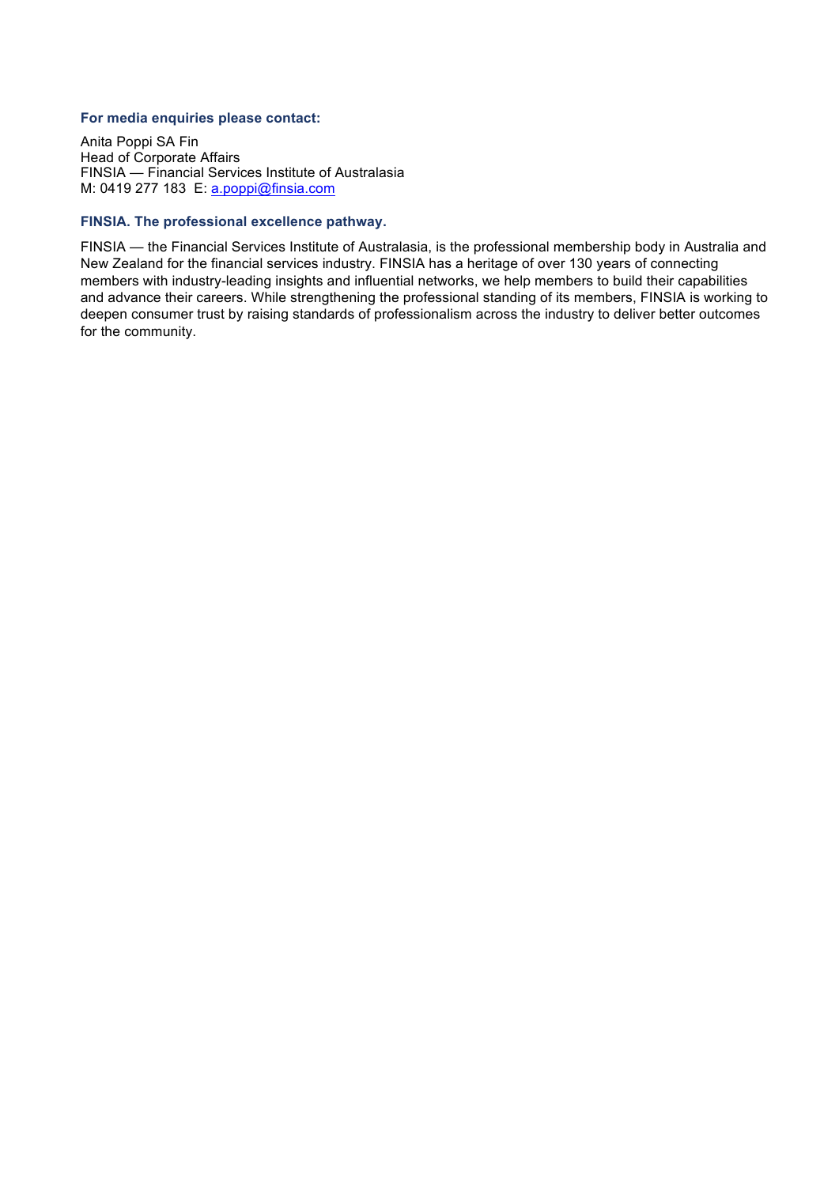**For media enquiries please contact:**

Anita Poppi SA Fin
Head of Corporate Affairs
FINSIA — Financial Services Institute of Australasia
M: 0419 277 183 E: a.poppi@finsia.com

**FINSIA. The professional excellence pathway.**

FINSIA — the Financial Services Institute of Australasia, is the professional membership body in Australia and New Zealand for the financial services industry. FINSIA has a heritage of over 130 years of connecting members with industry-leading insights and influential networks, we help members to build their capabilities and advance their careers. While strengthening the professional standing of its members, FINSIA is working to deepen consumer trust by raising standards of professionalism across the industry to deliver better outcomes for the community.